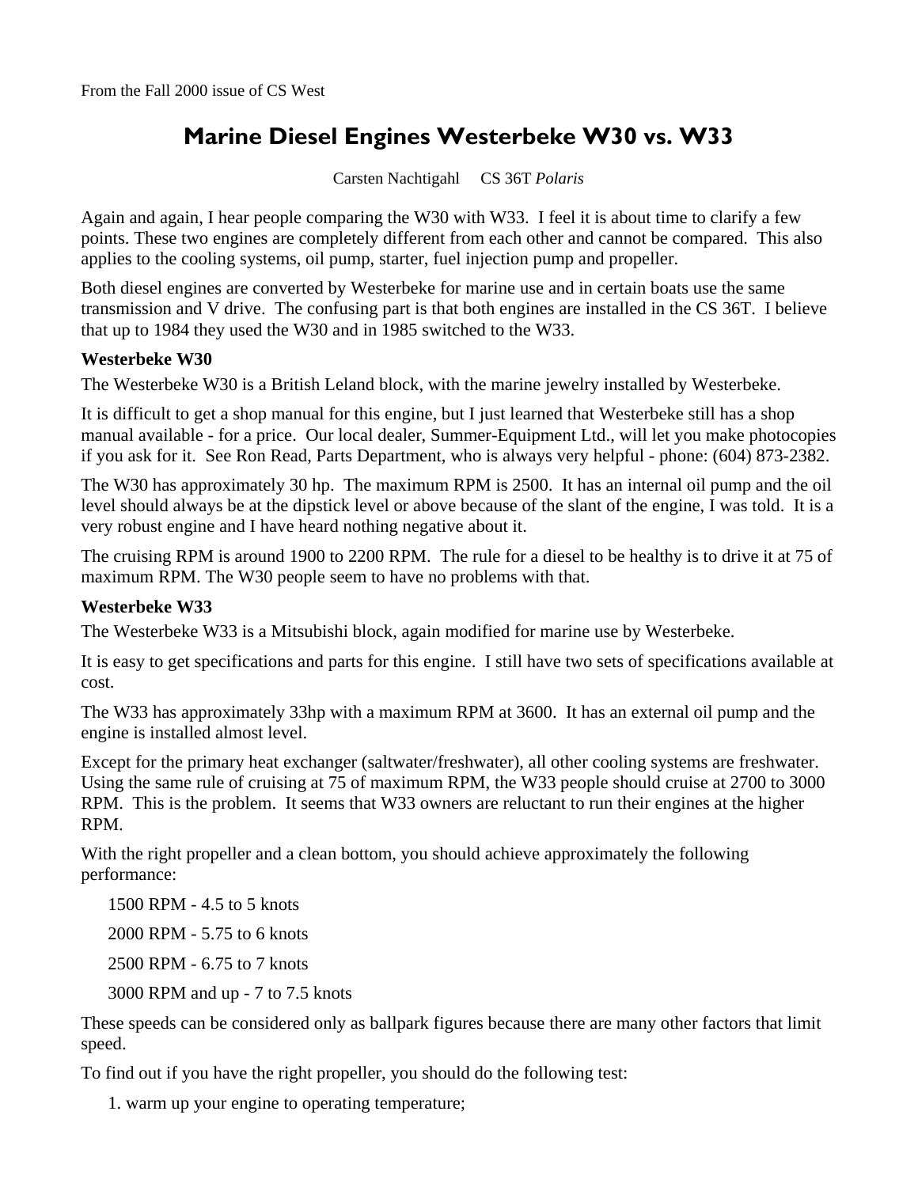From the Fall 2000 issue of CS West

# Marine Diesel Engines Westerbeke W30 vs. W33

Carsten Nachtigahl CS 36T *Polaris*

Again and again, I hear people comparing the W30 with W33. I feel it is about time to clarify a few points. These two engines are completely different from each other and cannot be compared. This also applies to the cooling systems, oil pump, starter, fuel injection pump and propeller.

Both diesel engines are converted by Westerbeke for marine use and in certain boats use the same transmission and V drive. The confusing part is that both engines are installed in the CS 36T. I believe that up to 1984 they used the W30 and in 1985 switched to the W33.

**Westerbeke W30**

The Westerbeke W30 is a British Leland block, with the marine jewelry installed by Westerbeke.

It is difficult to get a shop manual for this engine, but I just learned that Westerbeke still has a shop manual available - for a price. Our local dealer, Summer-Equipment Ltd., will let you make photocopies if you ask for it. See Ron Read, Parts Department, who is always very helpful - phone: (604) 873-2382.

The W30 has approximately 30 hp. The maximum RPM is 2500. It has an internal oil pump and the oil level should always be at the dipstick level or above because of the slant of the engine, I was told. It is a very robust engine and I have heard nothing negative about it.

The cruising RPM is around 1900 to 2200 RPM. The rule for a diesel to be healthy is to drive it at 75 of maximum RPM. The W30 people seem to have no problems with that.

**Westerbeke W33**

The Westerbeke W33 is a Mitsubishi block, again modified for marine use by Westerbeke.

It is easy to get specifications and parts for this engine. I still have two sets of specifications available at cost.

The W33 has approximately 33hp with a maximum RPM at 3600. It has an external oil pump and the engine is installed almost level.

Except for the primary heat exchanger (saltwater/freshwater), all other cooling systems are freshwater. Using the same rule of cruising at 75 of maximum RPM, the W33 people should cruise at 2700 to 3000 RPM. This is the problem. It seems that W33 owners are reluctant to run their engines at the higher RPM.

With the right propeller and a clean bottom, you should achieve approximately the following performance:

1500 RPM - 4.5 to 5 knots

2000 RPM - 5.75 to 6 knots

2500 RPM - 6.75 to 7 knots

3000 RPM and up - 7 to 7.5 knots

These speeds can be considered only as ballpark figures because there are many other factors that limit speed.

To find out if you have the right propeller, you should do the following test:

1. warm up your engine to operating temperature;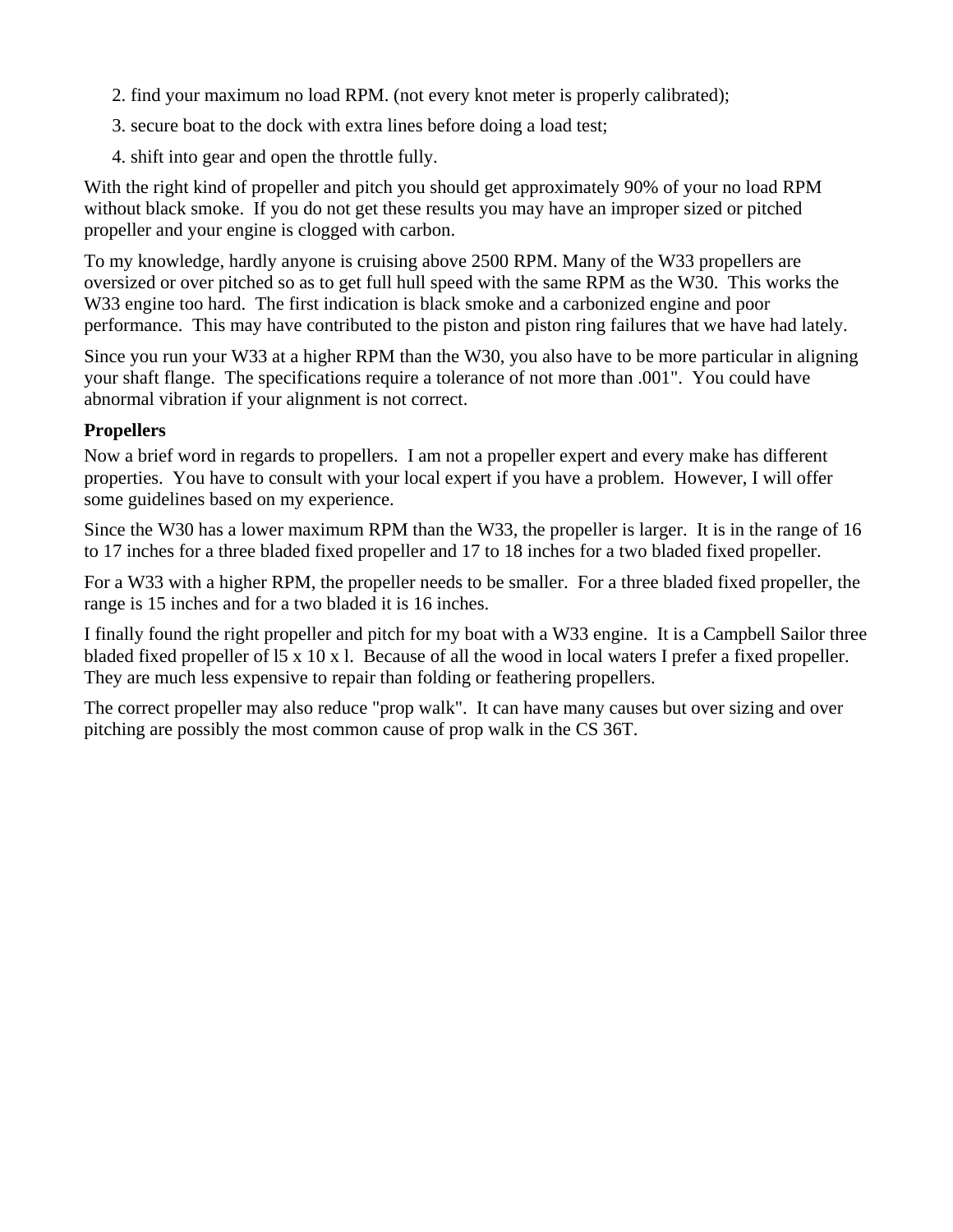2. find your maximum no load RPM. (not every knot meter is properly calibrated);
3. secure boat to the dock with extra lines before doing a load test;
4. shift into gear and open the throttle fully.

With the right kind of propeller and pitch you should get approximately 90% of your no load RPM without black smoke. If you do not get these results you may have an improper sized or pitched propeller and your engine is clogged with carbon.

To my knowledge, hardly anyone is cruising above 2500 RPM. Many of the W33 propellers are oversized or over pitched so as to get full hull speed with the same RPM as the W30. This works the W33 engine too hard. The first indication is black smoke and a carbonized engine and poor performance. This may have contributed to the piston and piston ring failures that we have had lately.

Since you run your W33 at a higher RPM than the W30, you also have to be more particular in aligning your shaft flange. The specifications require a tolerance of not more than .001". You could have abnormal vibration if your alignment is not correct.

**Propellers**

Now a brief word in regards to propellers. I am not a propeller expert and every make has different properties. You have to consult with your local expert if you have a problem. However, I will offer some guidelines based on my experience.

Since the W30 has a lower maximum RPM than the W33, the propeller is larger. It is in the range of 16 to 17 inches for a three bladed fixed propeller and 17 to 18 inches for a two bladed fixed propeller.

For a W33 with a higher RPM, the propeller needs to be smaller. For a three bladed fixed propeller, the range is 15 inches and for a two bladed it is 16 inches.

I finally found the right propeller and pitch for my boat with a W33 engine. It is a Campbell Sailor three bladed fixed propeller of l5 x 10 x l. Because of all the wood in local waters I prefer a fixed propeller. They are much less expensive to repair than folding or feathering propellers.

The correct propeller may also reduce "prop walk". It can have many causes but over sizing and over pitching are possibly the most common cause of prop walk in the CS 36T.